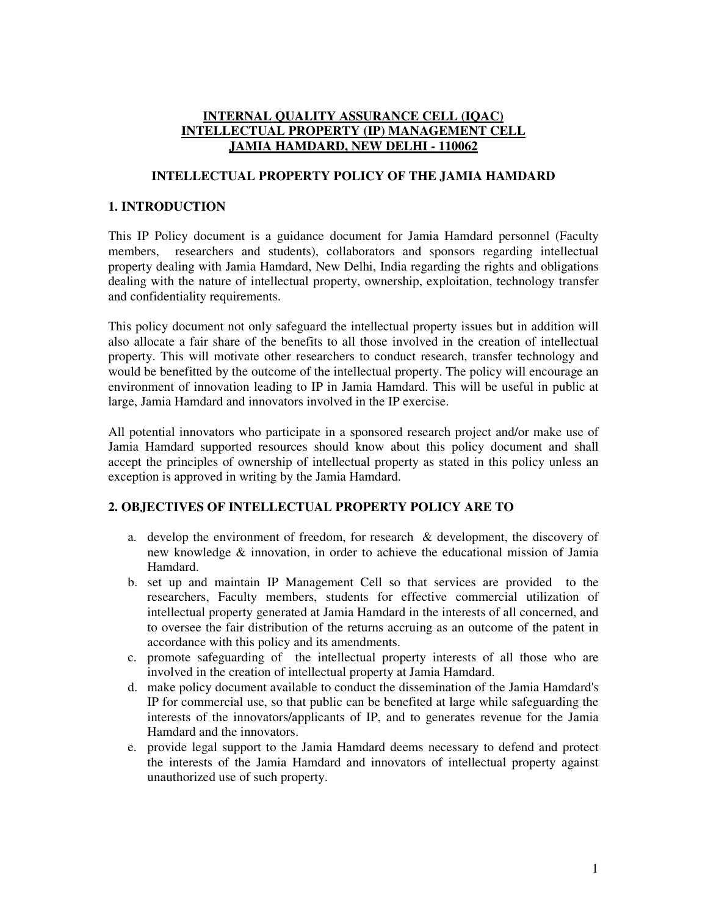**INTERNAL QUALITY ASSURANCE CELL (IQAC)**
**INTELLECTUAL PROPERTY (IP) MANAGEMENT CELL**
**JAMIA HAMDARD, NEW DELHI - 110062**

# INTELLECTUAL PROPERTY POLICY OF THE JAMIA HAMDARD

## 1. INTRODUCTION

This IP Policy document is a guidance document for Jamia Hamdard personnel (Faculty members, researchers and students), collaborators and sponsors regarding intellectual property dealing with Jamia Hamdard, New Delhi, India regarding the rights and obligations dealing with the nature of intellectual property, ownership, exploitation, technology transfer and confidentiality requirements.

This policy document not only safeguard the intellectual property issues but in addition will also allocate a fair share of the benefits to all those involved in the creation of intellectual property. This will motivate other researchers to conduct research, transfer technology and would be benefitted by the outcome of the intellectual property. The policy will encourage an environment of innovation leading to IP in Jamia Hamdard. This will be useful in public at large, Jamia Hamdard and innovators involved in the IP exercise.

All potential innovators who participate in a sponsored research project and/or make use of Jamia Hamdard supported resources should know about this policy document and shall accept the principles of ownership of intellectual property as stated in this policy unless an exception is approved in writing by the Jamia Hamdard.

## 2. OBJECTIVES OF INTELLECTUAL PROPERTY POLICY ARE TO

a. develop the environment of freedom, for research & development, the discovery of new knowledge & innovation, in order to achieve the educational mission of Jamia Hamdard.
b. set up and maintain IP Management Cell so that services are provided to the researchers, Faculty members, students for effective commercial utilization of intellectual property generated at Jamia Hamdard in the interests of all concerned, and to oversee the fair distribution of the returns accruing as an outcome of the patent in accordance with this policy and its amendments.
c. promote safeguarding of the intellectual property interests of all those who are involved in the creation of intellectual property at Jamia Hamdard.
d. make policy document available to conduct the dissemination of the Jamia Hamdard's IP for commercial use, so that public can be benefited at large while safeguarding the interests of the innovators/applicants of IP, and to generates revenue for the Jamia Hamdard and the innovators.
e. provide legal support to the Jamia Hamdard deems necessary to defend and protect the interests of the Jamia Hamdard and innovators of intellectual property against unauthorized use of such property.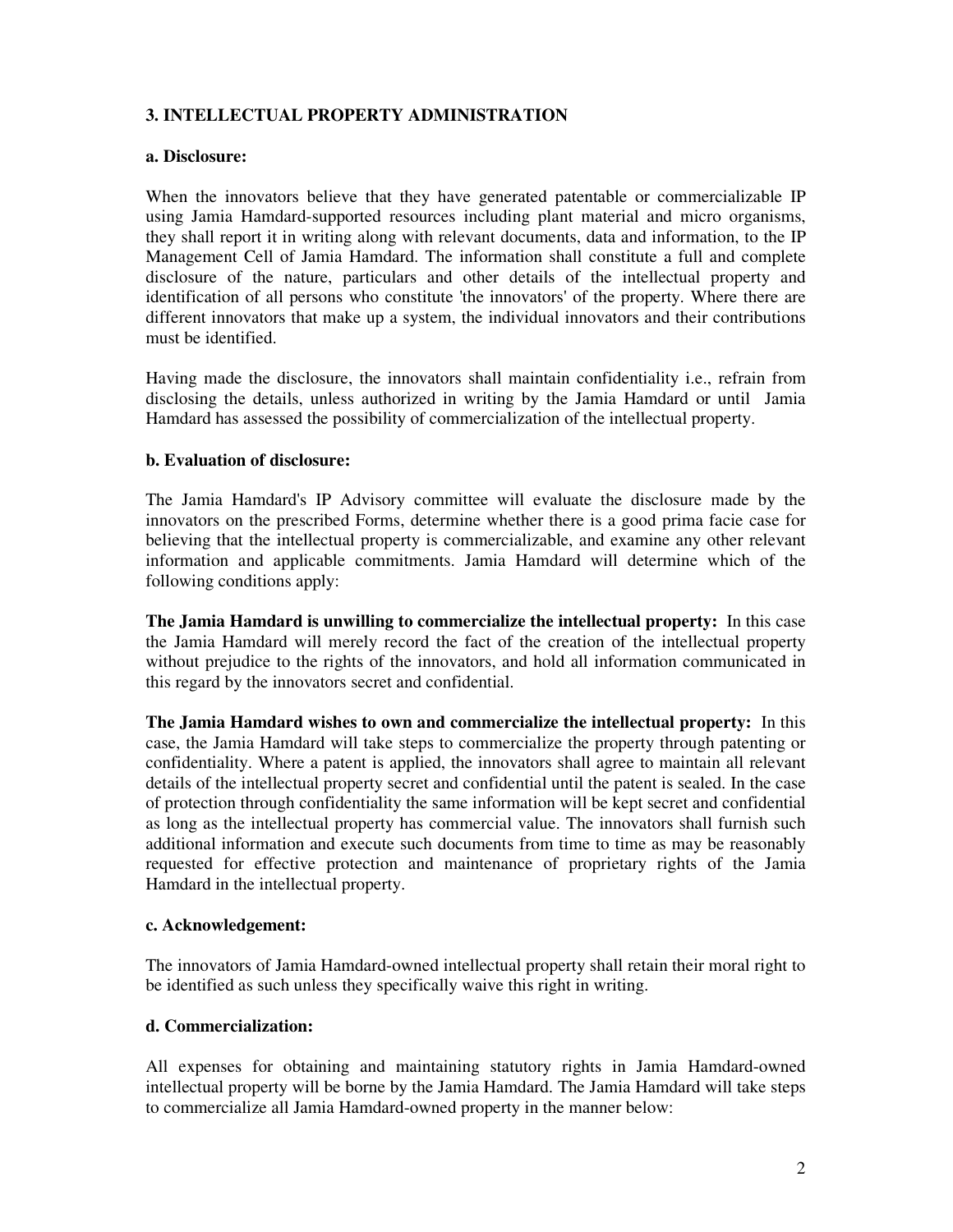## 3. INTELLECTUAL PROPERTY ADMINISTRATION

### a. Disclosure:

When the innovators believe that they have generated patentable or commercializable IP using Jamia Hamdard-supported resources including plant material and micro organisms, they shall report it in writing along with relevant documents, data and information, to the IP Management Cell of Jamia Hamdard. The information shall constitute a full and complete disclosure of the nature, particulars and other details of the intellectual property and identification of all persons who constitute 'the innovators' of the property. Where there are different innovators that make up a system, the individual innovators and their contributions must be identified.

Having made the disclosure, the innovators shall maintain confidentiality i.e., refrain from disclosing the details, unless authorized in writing by the Jamia Hamdard or until Jamia Hamdard has assessed the possibility of commercialization of the intellectual property.

### b. Evaluation of disclosure:

The Jamia Hamdard's IP Advisory committee will evaluate the disclosure made by the innovators on the prescribed Forms, determine whether there is a good prima facie case for believing that the intellectual property is commercializable, and examine any other relevant information and applicable commitments. Jamia Hamdard will determine which of the following conditions apply:

**The Jamia Hamdard is unwilling to commercialize the intellectual property:** In this case the Jamia Hamdard will merely record the fact of the creation of the intellectual property without prejudice to the rights of the innovators, and hold all information communicated in this regard by the innovators secret and confidential.

**The Jamia Hamdard wishes to own and commercialize the intellectual property:** In this case, the Jamia Hamdard will take steps to commercialize the property through patenting or confidentiality. Where a patent is applied, the innovators shall agree to maintain all relevant details of the intellectual property secret and confidential until the patent is sealed. In the case of protection through confidentiality the same information will be kept secret and confidential as long as the intellectual property has commercial value. The innovators shall furnish such additional information and execute such documents from time to time as may be reasonably requested for effective protection and maintenance of proprietary rights of the Jamia Hamdard in the intellectual property.

### c. Acknowledgement:

The innovators of Jamia Hamdard-owned intellectual property shall retain their moral right to be identified as such unless they specifically waive this right in writing.

### d. Commercialization:

All expenses for obtaining and maintaining statutory rights in Jamia Hamdard-owned intellectual property will be borne by the Jamia Hamdard. The Jamia Hamdard will take steps to commercialize all Jamia Hamdard-owned property in the manner below: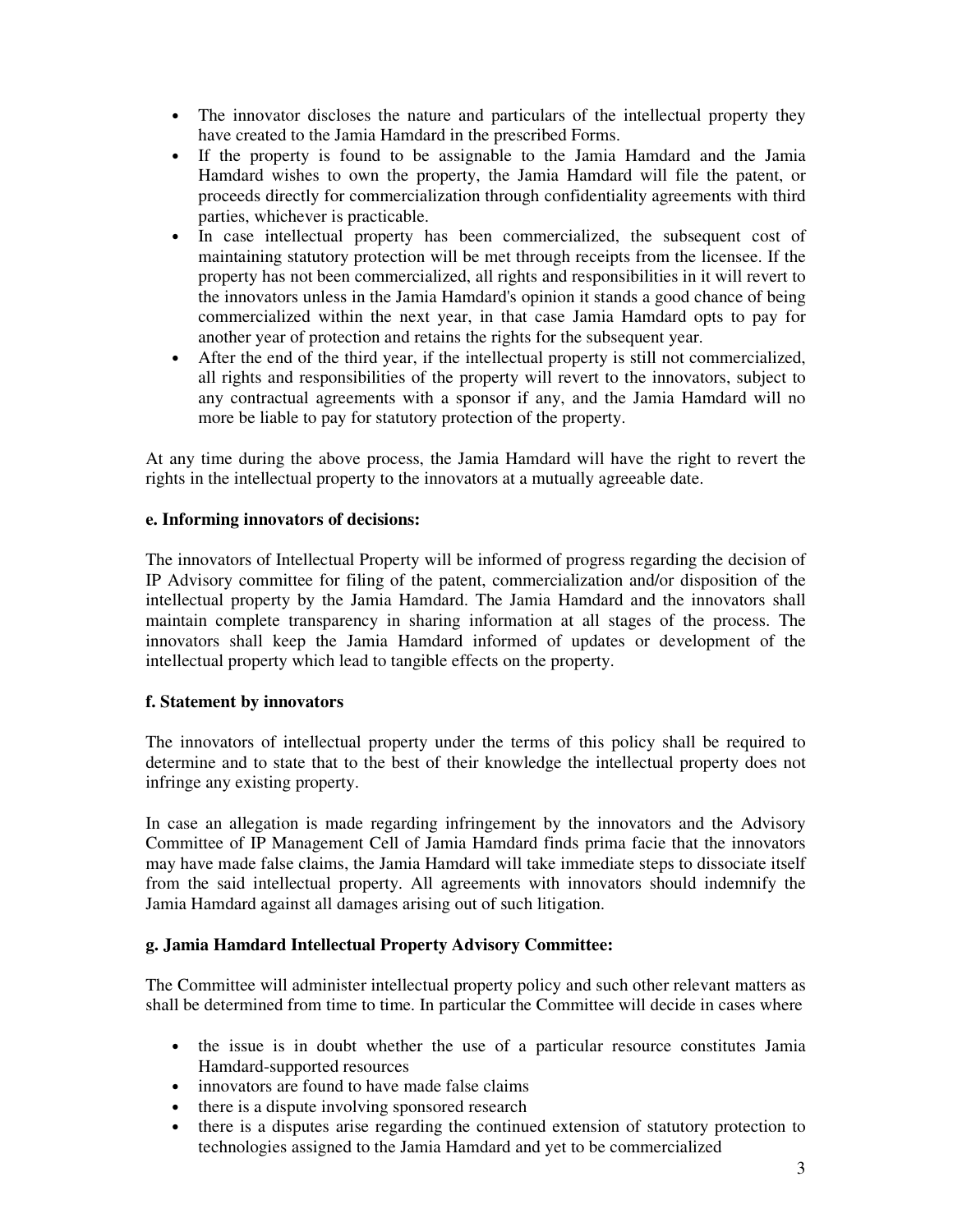- The innovator discloses the nature and particulars of the intellectual property they have created to the Jamia Hamdard in the prescribed Forms.
- If the property is found to be assignable to the Jamia Hamdard and the Jamia Hamdard wishes to own the property, the Jamia Hamdard will file the patent, or proceeds directly for commercialization through confidentiality agreements with third parties, whichever is practicable.
- In case intellectual property has been commercialized, the subsequent cost of maintaining statutory protection will be met through receipts from the licensee. If the property has not been commercialized, all rights and responsibilities in it will revert to the innovators unless in the Jamia Hamdard's opinion it stands a good chance of being commercialized within the next year, in that case Jamia Hamdard opts to pay for another year of protection and retains the rights for the subsequent year.
- After the end of the third year, if the intellectual property is still not commercialized, all rights and responsibilities of the property will revert to the innovators, subject to any contractual agreements with a sponsor if any, and the Jamia Hamdard will no more be liable to pay for statutory protection of the property.

At any time during the above process, the Jamia Hamdard will have the right to revert the rights in the intellectual property to the innovators at a mutually agreeable date.

**e. Informing innovators of decisions:**

The innovators of Intellectual Property will be informed of progress regarding the decision of IP Advisory committee for filing of the patent, commercialization and/or disposition of the intellectual property by the Jamia Hamdard. The Jamia Hamdard and the innovators shall maintain complete transparency in sharing information at all stages of the process. The innovators shall keep the Jamia Hamdard informed of updates or development of the intellectual property which lead to tangible effects on the property.

**f. Statement by innovators**

The innovators of intellectual property under the terms of this policy shall be required to determine and to state that to the best of their knowledge the intellectual property does not infringe any existing property.

In case an allegation is made regarding infringement by the innovators and the Advisory Committee of IP Management Cell of Jamia Hamdard finds prima facie that the innovators may have made false claims, the Jamia Hamdard will take immediate steps to dissociate itself from the said intellectual property. All agreements with innovators should indemnify the Jamia Hamdard against all damages arising out of such litigation.

**g. Jamia Hamdard Intellectual Property Advisory Committee:**

The Committee will administer intellectual property policy and such other relevant matters as shall be determined from time to time. In particular the Committee will decide in cases where

- the issue is in doubt whether the use of a particular resource constitutes Jamia Hamdard-supported resources
- innovators are found to have made false claims
- there is a dispute involving sponsored research
- there is a disputes arise regarding the continued extension of statutory protection to technologies assigned to the Jamia Hamdard and yet to be commercialized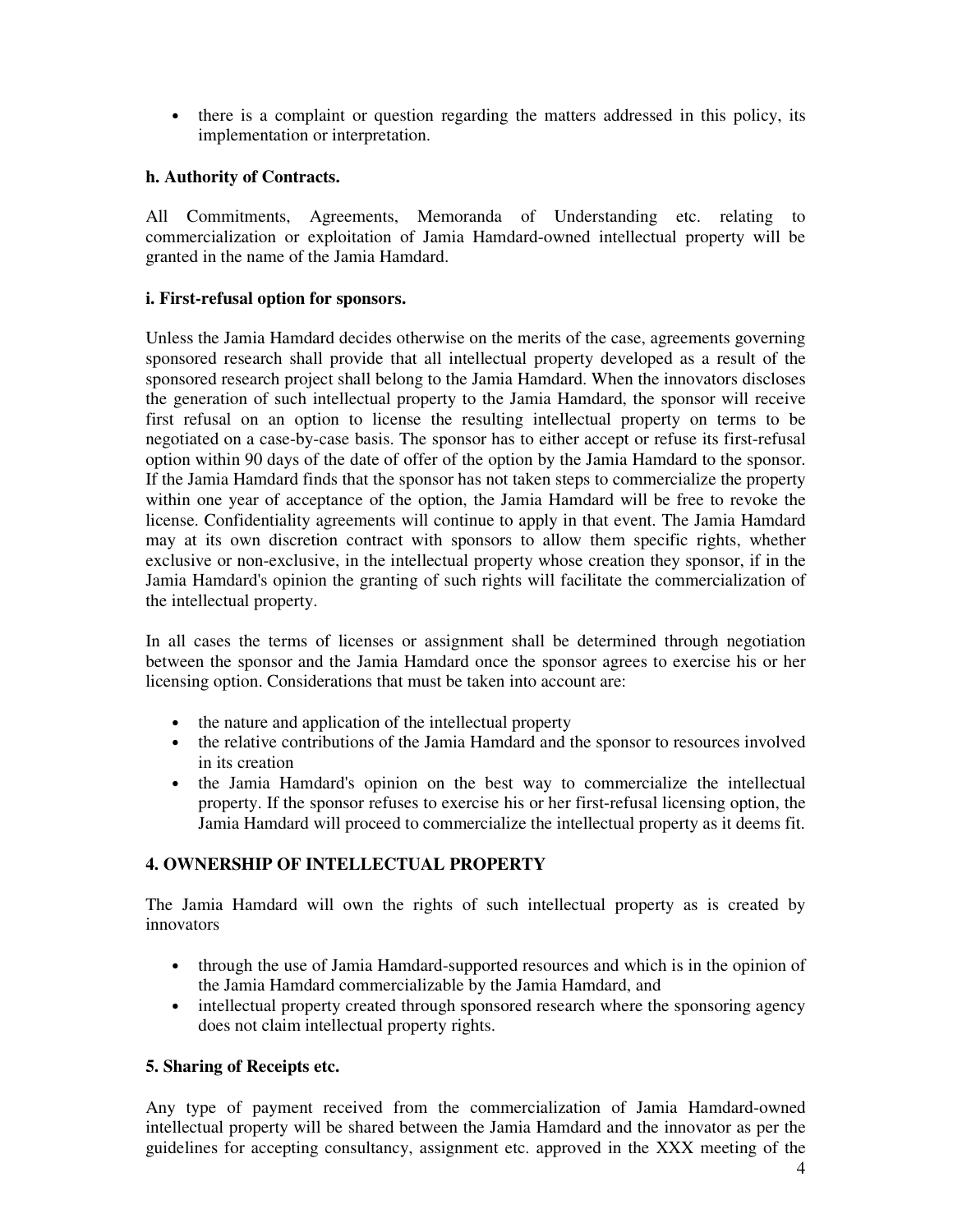- there is a complaint or question regarding the matters addressed in this policy, its implementation or interpretation.

### h. Authority of Contracts.

All Commitments, Agreements, Memoranda of Understanding etc. relating to commercialization or exploitation of Jamia Hamdard-owned intellectual property will be granted in the name of the Jamia Hamdard.

### i. First-refusal option for sponsors.

Unless the Jamia Hamdard decides otherwise on the merits of the case, agreements governing sponsored research shall provide that all intellectual property developed as a result of the sponsored research project shall belong to the Jamia Hamdard. When the innovators discloses the generation of such intellectual property to the Jamia Hamdard, the sponsor will receive first refusal on an option to license the resulting intellectual property on terms to be negotiated on a case-by-case basis. The sponsor has to either accept or refuse its first-refusal option within 90 days of the date of offer of the option by the Jamia Hamdard to the sponsor. If the Jamia Hamdard finds that the sponsor has not taken steps to commercialize the property within one year of acceptance of the option, the Jamia Hamdard will be free to revoke the license. Confidentiality agreements will continue to apply in that event. The Jamia Hamdard may at its own discretion contract with sponsors to allow them specific rights, whether exclusive or non-exclusive, in the intellectual property whose creation they sponsor, if in the Jamia Hamdard's opinion the granting of such rights will facilitate the commercialization of the intellectual property.

In all cases the terms of licenses or assignment shall be determined through negotiation between the sponsor and the Jamia Hamdard once the sponsor agrees to exercise his or her licensing option. Considerations that must be taken into account are:

- the nature and application of the intellectual property
- the relative contributions of the Jamia Hamdard and the sponsor to resources involved in its creation
- the Jamia Hamdard's opinion on the best way to commercialize the intellectual property. If the sponsor refuses to exercise his or her first-refusal licensing option, the Jamia Hamdard will proceed to commercialize the intellectual property as it deems fit.

## 4. OWNERSHIP OF INTELLECTUAL PROPERTY

The Jamia Hamdard will own the rights of such intellectual property as is created by innovators

- through the use of Jamia Hamdard-supported resources and which is in the opinion of the Jamia Hamdard commercializable by the Jamia Hamdard, and
- intellectual property created through sponsored research where the sponsoring agency does not claim intellectual property rights.

## 5. Sharing of Receipts etc.

Any type of payment received from the commercialization of Jamia Hamdard-owned intellectual property will be shared between the Jamia Hamdard and the innovator as per the guidelines for accepting consultancy, assignment etc. approved in the XXX meeting of the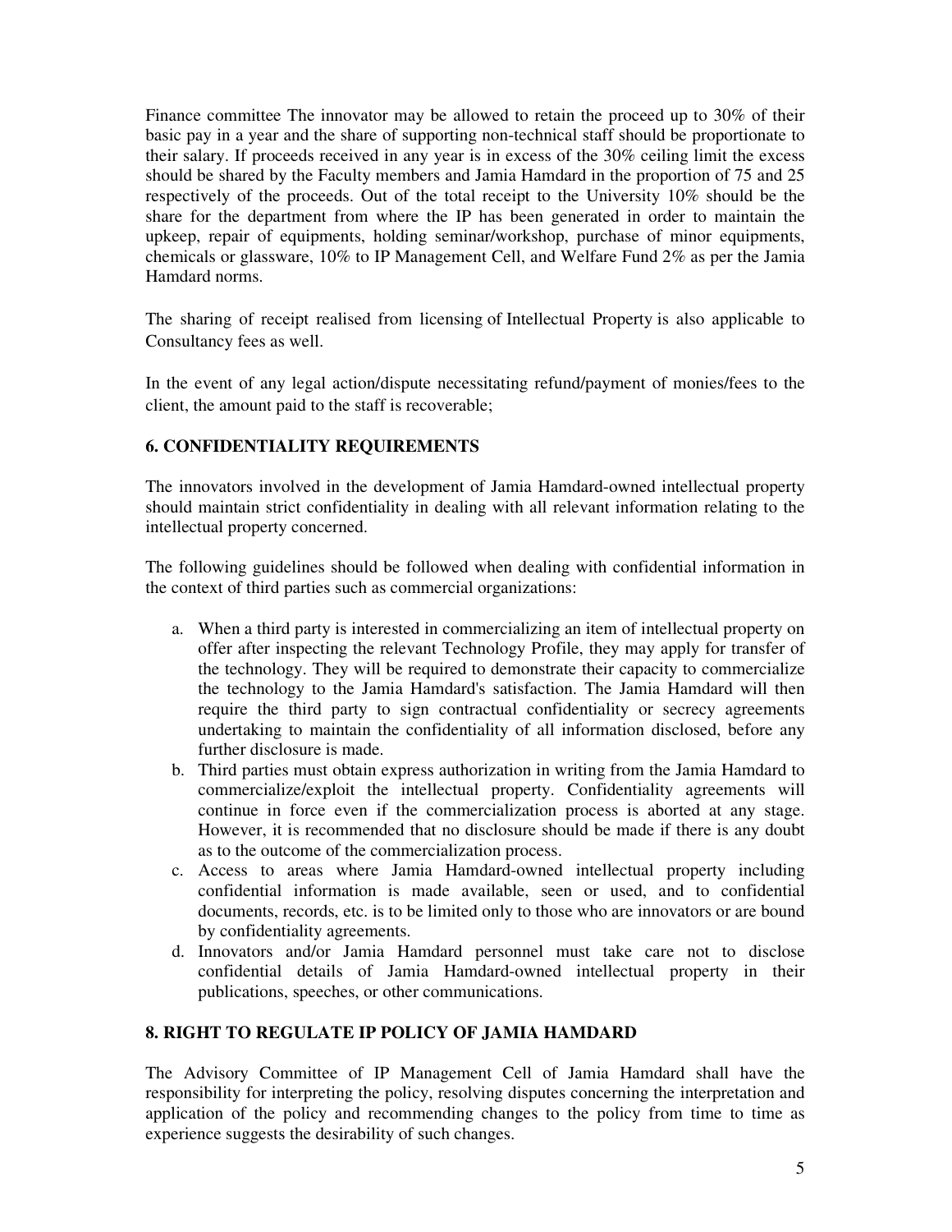Finance committee The innovator may be allowed to retain the proceed up to 30% of their basic pay in a year and the share of supporting non-technical staff should be proportionate to their salary. If proceeds received in any year is in excess of the 30% ceiling limit the excess should be shared by the Faculty members and Jamia Hamdard in the proportion of 75 and 25 respectively of the proceeds. Out of the total receipt to the University 10% should be the share for the department from where the IP has been generated in order to maintain the upkeep, repair of equipments, holding seminar/workshop, purchase of minor equipments, chemicals or glassware, 10% to IP Management Cell, and Welfare Fund 2% as per the Jamia Hamdard norms.

The sharing of receipt realised from licensing of Intellectual Property is also applicable to Consultancy fees as well.

In the event of any legal action/dispute necessitating refund/payment of monies/fees to the client, the amount paid to the staff is recoverable;

## 6. CONFIDENTIALITY REQUIREMENTS

The innovators involved in the development of Jamia Hamdard-owned intellectual property should maintain strict confidentiality in dealing with all relevant information relating to the intellectual property concerned.

The following guidelines should be followed when dealing with confidential information in the context of third parties such as commercial organizations:

a. When a third party is interested in commercializing an item of intellectual property on offer after inspecting the relevant Technology Profile, they may apply for transfer of the technology. They will be required to demonstrate their capacity to commercialize the technology to the Jamia Hamdard's satisfaction. The Jamia Hamdard will then require the third party to sign contractual confidentiality or secrecy agreements undertaking to maintain the confidentiality of all information disclosed, before any further disclosure is made.
b. Third parties must obtain express authorization in writing from the Jamia Hamdard to commercialize/exploit the intellectual property. Confidentiality agreements will continue in force even if the commercialization process is aborted at any stage. However, it is recommended that no disclosure should be made if there is any doubt as to the outcome of the commercialization process.
c. Access to areas where Jamia Hamdard-owned intellectual property including confidential information is made available, seen or used, and to confidential documents, records, etc. is to be limited only to those who are innovators or are bound by confidentiality agreements.
d. Innovators and/or Jamia Hamdard personnel must take care not to disclose confidential details of Jamia Hamdard-owned intellectual property in their publications, speeches, or other communications.

## 8. RIGHT TO REGULATE IP POLICY OF JAMIA HAMDARD

The Advisory Committee of IP Management Cell of Jamia Hamdard shall have the responsibility for interpreting the policy, resolving disputes concerning the interpretation and application of the policy and recommending changes to the policy from time to time as experience suggests the desirability of such changes.